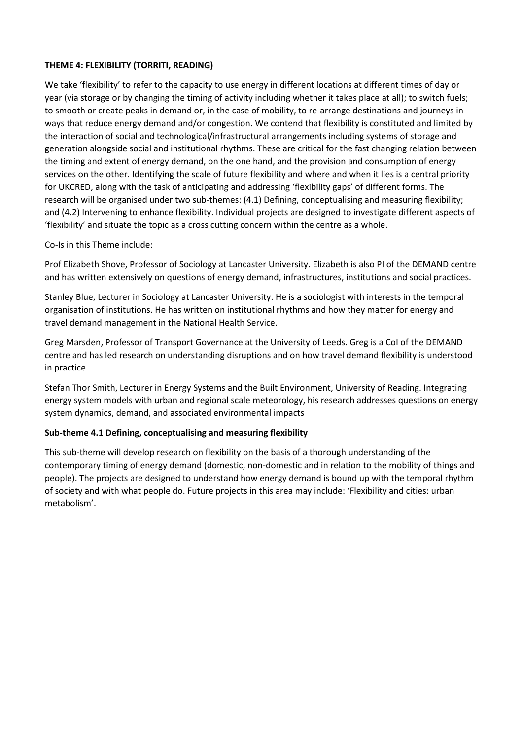**THEME 4: FLEXIBILITY (TORRITI, READING)**

We take 'flexibility' to refer to the capacity to use energy in different locations at different times of day or year (via storage or by changing the timing of activity including whether it takes place at all); to switch fuels; to smooth or create peaks in demand or, in the case of mobility, to re-arrange destinations and journeys in ways that reduce energy demand and/or congestion. We contend that flexibility is constituted and limited by the interaction of social and technological/infrastructural arrangements including systems of storage and generation alongside social and institutional rhythms. These are critical for the fast changing relation between the timing and extent of energy demand, on the one hand, and the provision and consumption of energy services on the other. Identifying the scale of future flexibility and where and when it lies is a central priority for UKCRED, along with the task of anticipating and addressing 'flexibility gaps' of different forms. The research will be organised under two sub-themes: (4.1) Defining, conceptualising and measuring flexibility; and (4.2) Intervening to enhance flexibility. Individual projects are designed to investigate different aspects of 'flexibility' and situate the topic as a cross cutting concern within the centre as a whole.

Co-Is in this Theme include:

Prof Elizabeth Shove, Professor of Sociology at Lancaster University. Elizabeth is also PI of the DEMAND centre and has written extensively on questions of energy demand, infrastructures, institutions and social practices.

Stanley Blue, Lecturer in Sociology at Lancaster University. He is a sociologist with interests in the temporal organisation of institutions. He has written on institutional rhythms and how they matter for energy and travel demand management in the National Health Service.

Greg Marsden, Professor of Transport Governance at the University of Leeds. Greg is a CoI of the DEMAND centre and has led research on understanding disruptions and on how travel demand flexibility is understood in practice.

Stefan Thor Smith, Lecturer in Energy Systems and the Built Environment, University of Reading. Integrating energy system models with urban and regional scale meteorology, his research addresses questions on energy system dynamics, demand, and associated environmental impacts

**Sub-theme 4.1 Defining, conceptualising and measuring flexibility**

This sub-theme will develop research on flexibility on the basis of a thorough understanding of the contemporary timing of energy demand (domestic, non-domestic and in relation to the mobility of things and people). The projects are designed to understand how energy demand is bound up with the temporal rhythm of society and with what people do. Future projects in this area may include: 'Flexibility and cities: urban metabolism'.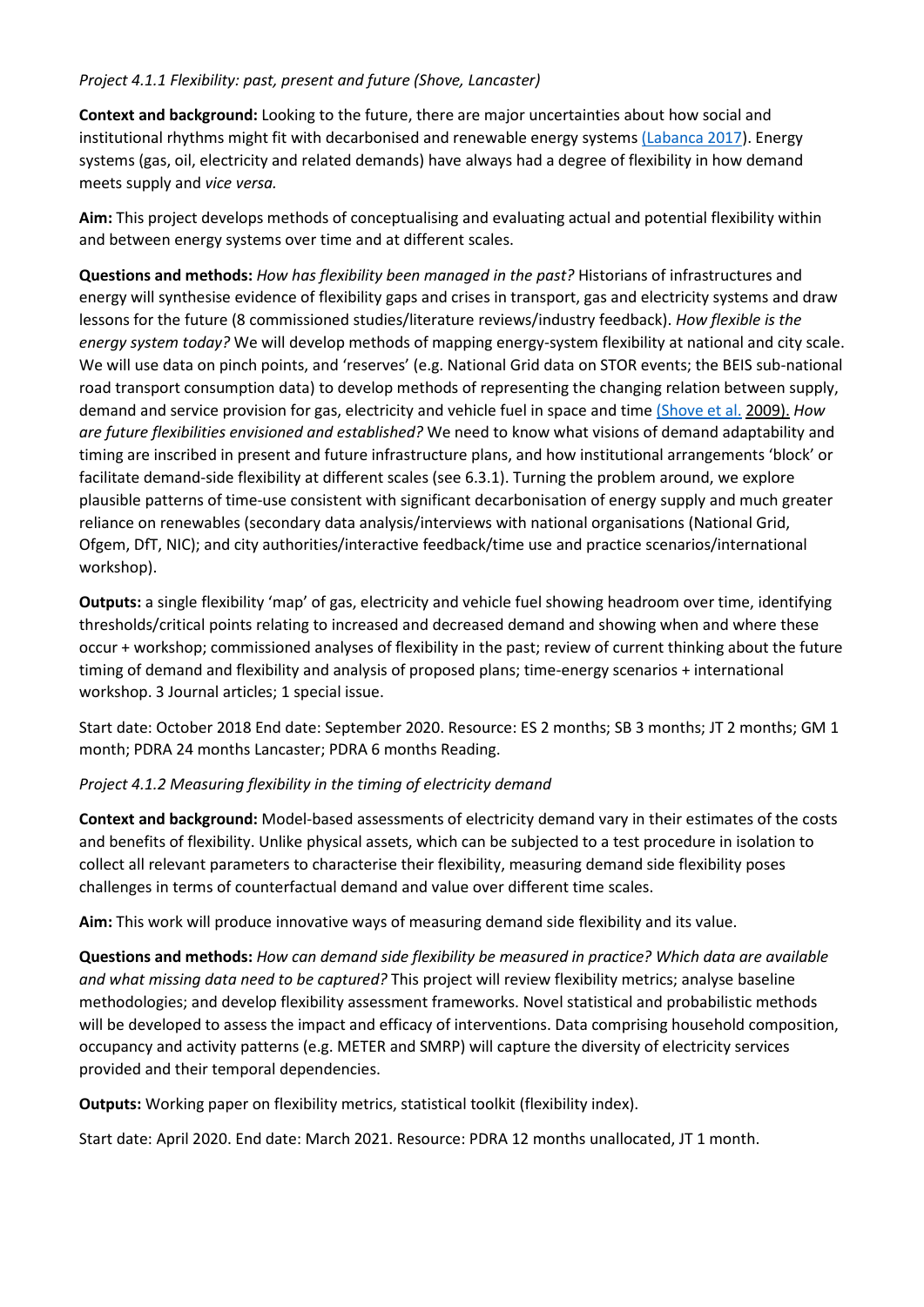*Project 4.1.1 Flexibility: past, present and future (Shove, Lancaster)*

**Context and background:** Looking to the future, there are major uncertainties about how social and institutional rhythms might fit with decarbonised and renewable energy systems (Labanca 2017). Energy systems (gas, oil, electricity and related demands) have always had a degree of flexibility in how demand meets supply and *vice versa.*

**Aim:** This project develops methods of conceptualising and evaluating actual and potential flexibility within and between energy systems over time and at different scales.

**Questions and methods:** *How has flexibility been managed in the past?* Historians of infrastructures and energy will synthesise evidence of flexibility gaps and crises in transport, gas and electricity systems and draw lessons for the future (8 commissioned studies/literature reviews/industry feedback). *How flexible is the energy system today?* We will develop methods of mapping energy-system flexibility at national and city scale. We will use data on pinch points, and 'reserves' (e.g. National Grid data on STOR events; the BEIS sub-national road transport consumption data) to develop methods of representing the changing relation between supply, demand and service provision for gas, electricity and vehicle fuel in space and time (Shove et al. 2009). *How are future flexibilities envisioned and established?* We need to know what visions of demand adaptability and timing are inscribed in present and future infrastructure plans, and how institutional arrangements 'block' or facilitate demand-side flexibility at different scales (see 6.3.1). Turning the problem around, we explore plausible patterns of time-use consistent with significant decarbonisation of energy supply and much greater reliance on renewables (secondary data analysis/interviews with national organisations (National Grid, Ofgem, DfT, NIC); and city authorities/interactive feedback/time use and practice scenarios/international workshop).

**Outputs:** a single flexibility 'map' of gas, electricity and vehicle fuel showing headroom over time, identifying thresholds/critical points relating to increased and decreased demand and showing when and where these occur + workshop; commissioned analyses of flexibility in the past; review of current thinking about the future timing of demand and flexibility and analysis of proposed plans; time-energy scenarios + international workshop. 3 Journal articles; 1 special issue.

Start date: October 2018 End date: September 2020. Resource: ES 2 months; SB 3 months; JT 2 months; GM 1 month; PDRA 24 months Lancaster; PDRA 6 months Reading.

*Project 4.1.2 Measuring flexibility in the timing of electricity demand*

**Context and background:** Model-based assessments of electricity demand vary in their estimates of the costs and benefits of flexibility. Unlike physical assets, which can be subjected to a test procedure in isolation to collect all relevant parameters to characterise their flexibility, measuring demand side flexibility poses challenges in terms of counterfactual demand and value over different time scales.

**Aim:** This work will produce innovative ways of measuring demand side flexibility and its value.

**Questions and methods:** *How can demand side flexibility be measured in practice? Which data are available and what missing data need to be captured?* This project will review flexibility metrics; analyse baseline methodologies; and develop flexibility assessment frameworks. Novel statistical and probabilistic methods will be developed to assess the impact and efficacy of interventions. Data comprising household composition, occupancy and activity patterns (e.g. METER and SMRP) will capture the diversity of electricity services provided and their temporal dependencies.

**Outputs:** Working paper on flexibility metrics, statistical toolkit (flexibility index).

Start date: April 2020. End date: March 2021. Resource: PDRA 12 months unallocated, JT 1 month.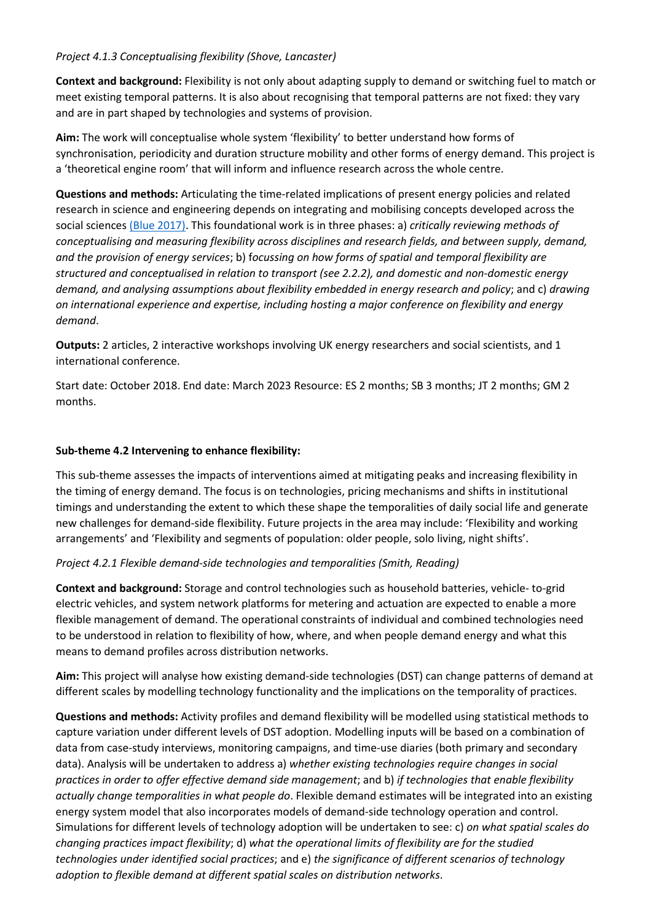*Project 4.1.3 Conceptualising flexibility (Shove, Lancaster)*

**Context and background:** Flexibility is not only about adapting supply to demand or switching fuel to match or meet existing temporal patterns. It is also about recognising that temporal patterns are not fixed: they vary and are in part shaped by technologies and systems of provision.

**Aim:** The work will conceptualise whole system 'flexibility' to better understand how forms of synchronisation, periodicity and duration structure mobility and other forms of energy demand. This project is a 'theoretical engine room' that will inform and influence research across the whole centre.

**Questions and methods:** Articulating the time-related implications of present energy policies and related research in science and engineering depends on integrating and mobilising concepts developed across the social sciences (Blue 2017). This foundational work is in three phases: a) *critically reviewing methods of conceptualising and measuring flexibility across disciplines and research fields, and between supply, demand, and the provision of energy services*; b) f*ocussing on how forms of spatial and temporal flexibility are structured and conceptualised in relation to transport (see 2.2.2), and domestic and non-domestic energy demand, and analysing assumptions about flexibility embedded in energy research and policy*; and c) *drawing on international experience and expertise, including hosting a major conference on flexibility and energy demand*.

**Outputs:** 2 articles, 2 interactive workshops involving UK energy researchers and social scientists, and 1 international conference.

Start date: October 2018. End date: March 2023 Resource: ES 2 months; SB 3 months; JT 2 months; GM 2 months.

**Sub-theme 4.2 Intervening to enhance flexibility:**

This sub-theme assesses the impacts of interventions aimed at mitigating peaks and increasing flexibility in the timing of energy demand. The focus is on technologies, pricing mechanisms and shifts in institutional timings and understanding the extent to which these shape the temporalities of daily social life and generate new challenges for demand-side flexibility. Future projects in the area may include: 'Flexibility and working arrangements' and 'Flexibility and segments of population: older people, solo living, night shifts'.

*Project 4.2.1 Flexible demand-side technologies and temporalities (Smith, Reading)*

**Context and background:** Storage and control technologies such as household batteries, vehicle- to-grid electric vehicles, and system network platforms for metering and actuation are expected to enable a more flexible management of demand. The operational constraints of individual and combined technologies need to be understood in relation to flexibility of how, where, and when people demand energy and what this means to demand profiles across distribution networks.

**Aim:** This project will analyse how existing demand-side technologies (DST) can change patterns of demand at different scales by modelling technology functionality and the implications on the temporality of practices.

**Questions and methods:** Activity profiles and demand flexibility will be modelled using statistical methods to capture variation under different levels of DST adoption. Modelling inputs will be based on a combination of data from case-study interviews, monitoring campaigns, and time-use diaries (both primary and secondary data). Analysis will be undertaken to address a) *whether existing technologies require changes in social practices in order to offer effective demand side management*; and b) *if technologies that enable flexibility actually change temporalities in what people do*. Flexible demand estimates will be integrated into an existing energy system model that also incorporates models of demand-side technology operation and control. Simulations for different levels of technology adoption will be undertaken to see: c) *on what spatial scales do changing practices impact flexibility*; d) *what the operational limits of flexibility are for the studied technologies under identified social practices*; and e) *the significance of different scenarios of technology adoption to flexible demand at different spatial scales on distribution networks*.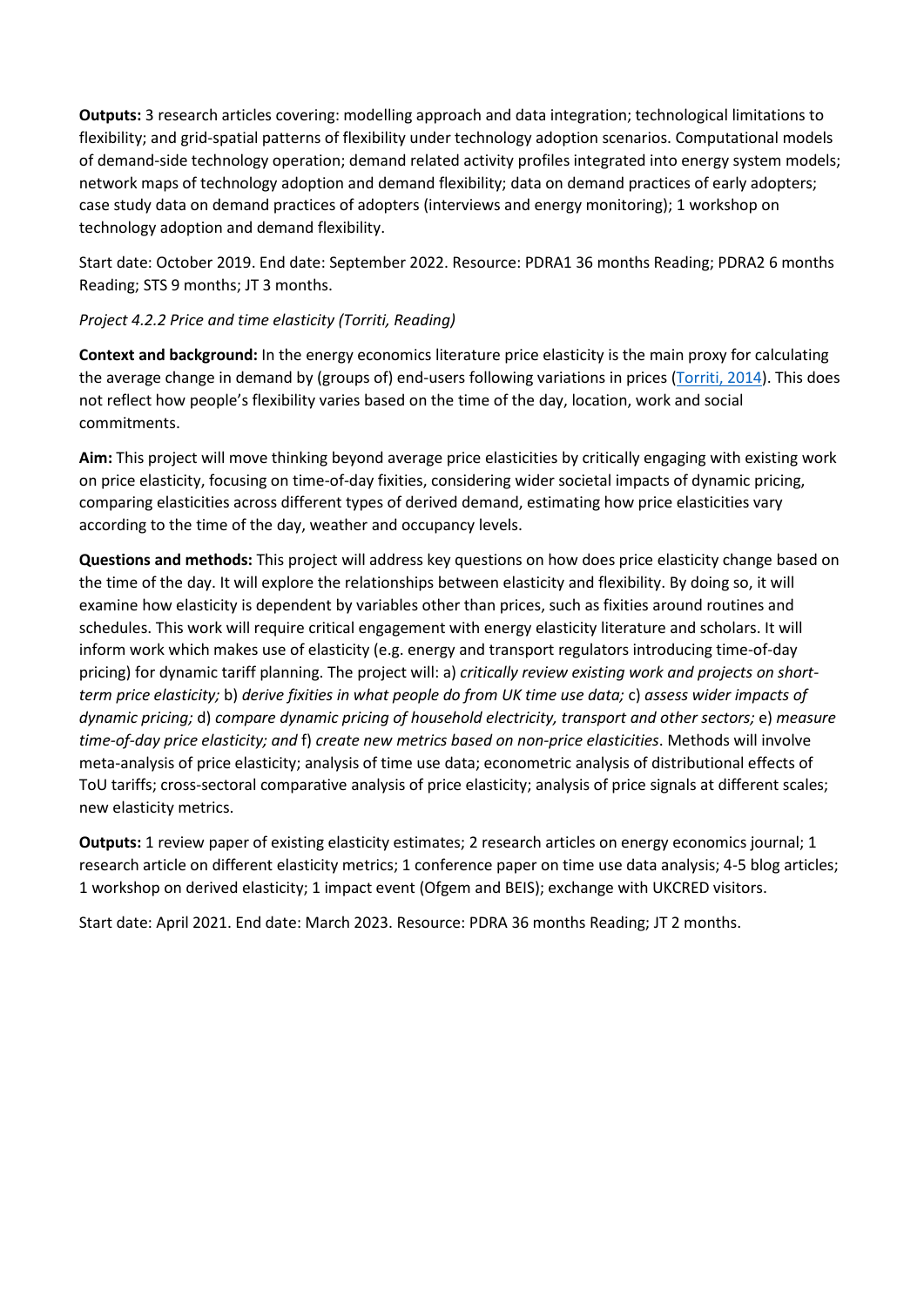**Outputs:** 3 research articles covering: modelling approach and data integration; technological limitations to flexibility; and grid-spatial patterns of flexibility under technology adoption scenarios. Computational models of demand-side technology operation; demand related activity profiles integrated into energy system models; network maps of technology adoption and demand flexibility; data on demand practices of early adopters; case study data on demand practices of adopters (interviews and energy monitoring); 1 workshop on technology adoption and demand flexibility.

Start date: October 2019. End date: September 2022. Resource: PDRA1 36 months Reading; PDRA2 6 months Reading; STS 9 months; JT 3 months.

*Project 4.2.2 Price and time elasticity (Torriti, Reading)*

**Context and background:** In the energy economics literature price elasticity is the main proxy for calculating the average change in demand by (groups of) end-users following variations in prices (Torriti, 2014). This does not reflect how people's flexibility varies based on the time of the day, location, work and social commitments.

**Aim:** This project will move thinking beyond average price elasticities by critically engaging with existing work on price elasticity, focusing on time-of-day fixities, considering wider societal impacts of dynamic pricing, comparing elasticities across different types of derived demand, estimating how price elasticities vary according to the time of the day, weather and occupancy levels.

**Questions and methods:** This project will address key questions on how does price elasticity change based on the time of the day. It will explore the relationships between elasticity and flexibility. By doing so, it will examine how elasticity is dependent by variables other than prices, such as fixities around routines and schedules. This work will require critical engagement with energy elasticity literature and scholars. It will inform work which makes use of elasticity (e.g. energy and transport regulators introducing time-of-day pricing) for dynamic tariff planning. The project will: a) *critically review existing work and projects on short-term price elasticity;* b) *derive fixities in what people do from UK time use data;* c) *assess wider impacts of dynamic pricing;* d) *compare dynamic pricing of household electricity, transport and other sectors;* e) *measure time-of-day price elasticity; and* f) *create new metrics based on non-price elasticities*. Methods will involve meta-analysis of price elasticity; analysis of time use data; econometric analysis of distributional effects of ToU tariffs; cross-sectoral comparative analysis of price elasticity; analysis of price signals at different scales; new elasticity metrics.

**Outputs:** 1 review paper of existing elasticity estimates; 2 research articles on energy economics journal; 1 research article on different elasticity metrics; 1 conference paper on time use data analysis; 4-5 blog articles; 1 workshop on derived elasticity; 1 impact event (Ofgem and BEIS); exchange with UKCRED visitors.

Start date: April 2021. End date: March 2023. Resource: PDRA 36 months Reading; JT 2 months.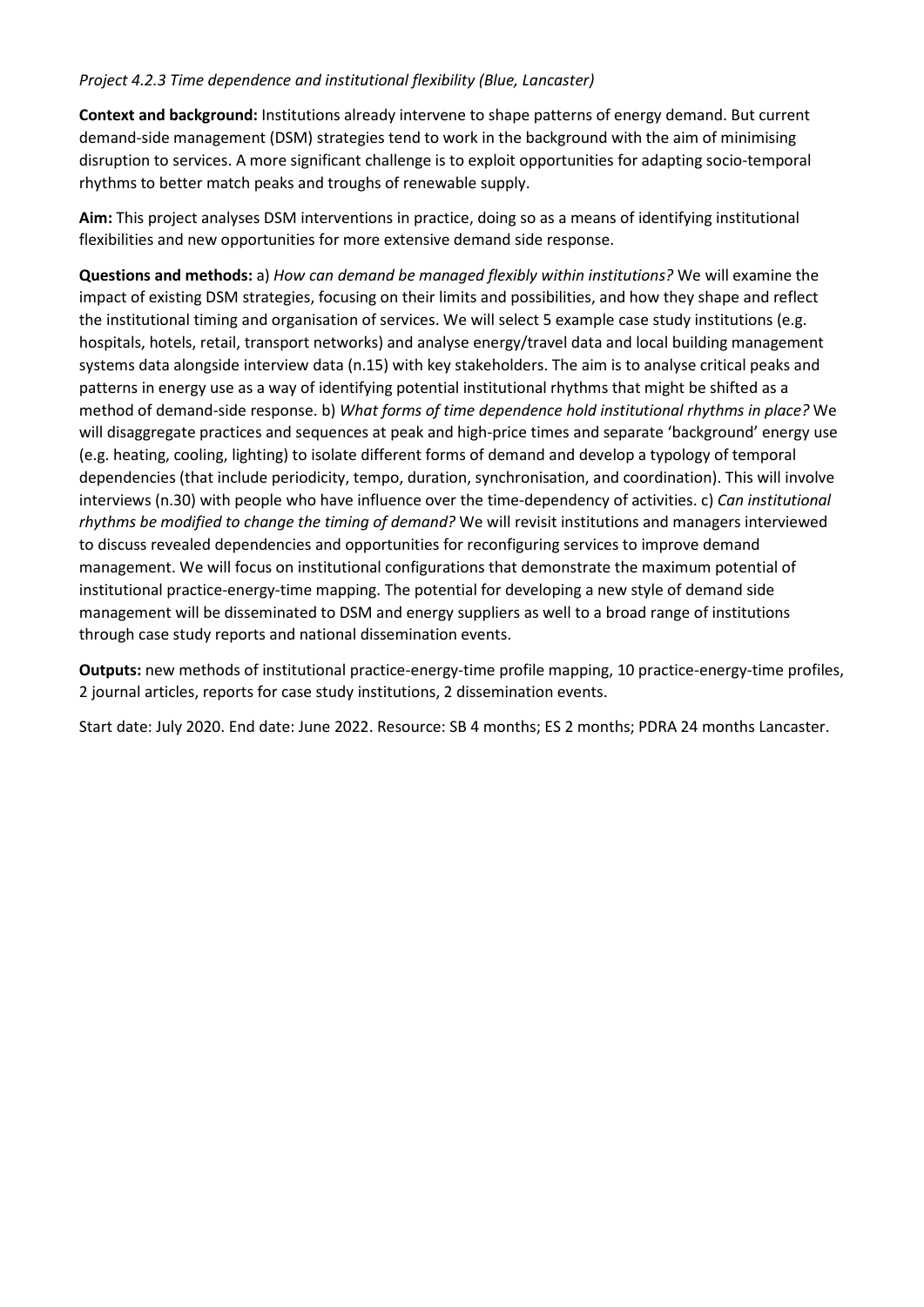*Project 4.2.3 Time dependence and institutional flexibility (Blue, Lancaster)*

**Context and background:** Institutions already intervene to shape patterns of energy demand. But current demand-side management (DSM) strategies tend to work in the background with the aim of minimising disruption to services. A more significant challenge is to exploit opportunities for adapting socio-temporal rhythms to better match peaks and troughs of renewable supply.

**Aim:** This project analyses DSM interventions in practice, doing so as a means of identifying institutional flexibilities and new opportunities for more extensive demand side response.

**Questions and methods:** a) *How can demand be managed flexibly within institutions?* We will examine the impact of existing DSM strategies, focusing on their limits and possibilities, and how they shape and reflect the institutional timing and organisation of services. We will select 5 example case study institutions (e.g. hospitals, hotels, retail, transport networks) and analyse energy/travel data and local building management systems data alongside interview data (n.15) with key stakeholders. The aim is to analyse critical peaks and patterns in energy use as a way of identifying potential institutional rhythms that might be shifted as a method of demand-side response. b) *What forms of time dependence hold institutional rhythms in place?* We will disaggregate practices and sequences at peak and high-price times and separate 'background' energy use (e.g. heating, cooling, lighting) to isolate different forms of demand and develop a typology of temporal dependencies (that include periodicity, tempo, duration, synchronisation, and coordination). This will involve interviews (n.30) with people who have influence over the time-dependency of activities. c) *Can institutional rhythms be modified to change the timing of demand?* We will revisit institutions and managers interviewed to discuss revealed dependencies and opportunities for reconfiguring services to improve demand management. We will focus on institutional configurations that demonstrate the maximum potential of institutional practice-energy-time mapping. The potential for developing a new style of demand side management will be disseminated to DSM and energy suppliers as well to a broad range of institutions through case study reports and national dissemination events.

**Outputs:** new methods of institutional practice-energy-time profile mapping, 10 practice-energy-time profiles, 2 journal articles, reports for case study institutions, 2 dissemination events.

Start date: July 2020. End date: June 2022. Resource: SB 4 months; ES 2 months; PDRA 24 months Lancaster.